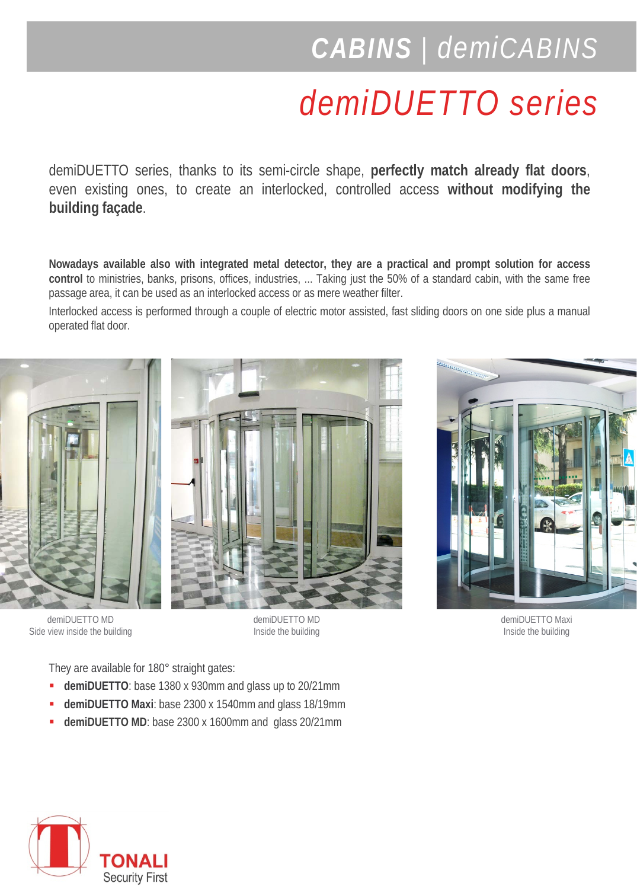# CABINS | *demiCABINS*

## *demiDUETTO series*

demiDUETTO series, thanks to its semi-circle shape, **perfectly match already flat doors**, even existing ones, to create an interlocked, controlled access **without modifying the building façade**.

**Nowadays available also with integrated metal detector, they are a practical and prompt solution for access control** to ministries, banks, prisons, offices, industries, ... Taking just the 50% of a standard cabin, with the same free passage area, it can be used as an interlocked access or as mere weather filter.

Interlocked access is performed through a couple of electric motor assisted, fast sliding doors on one side plus a manual operated flat door.

demiDUETTO MD
Side view inside the building

demiDUETTO MD
Inside the building

demiDUETTO Maxi
Inside the building

They are available for 180° straight gates:

- **demiDUETTO**: base 1380 x 930mm and glass up to 20/21mm
- **demiDUETTO Maxi**: base 2300 x 1540mm and glass 18/19mm
- **demiDUETTO MD**: base 2300 x 1600mm and glass 20/21mm

TONALI
Security First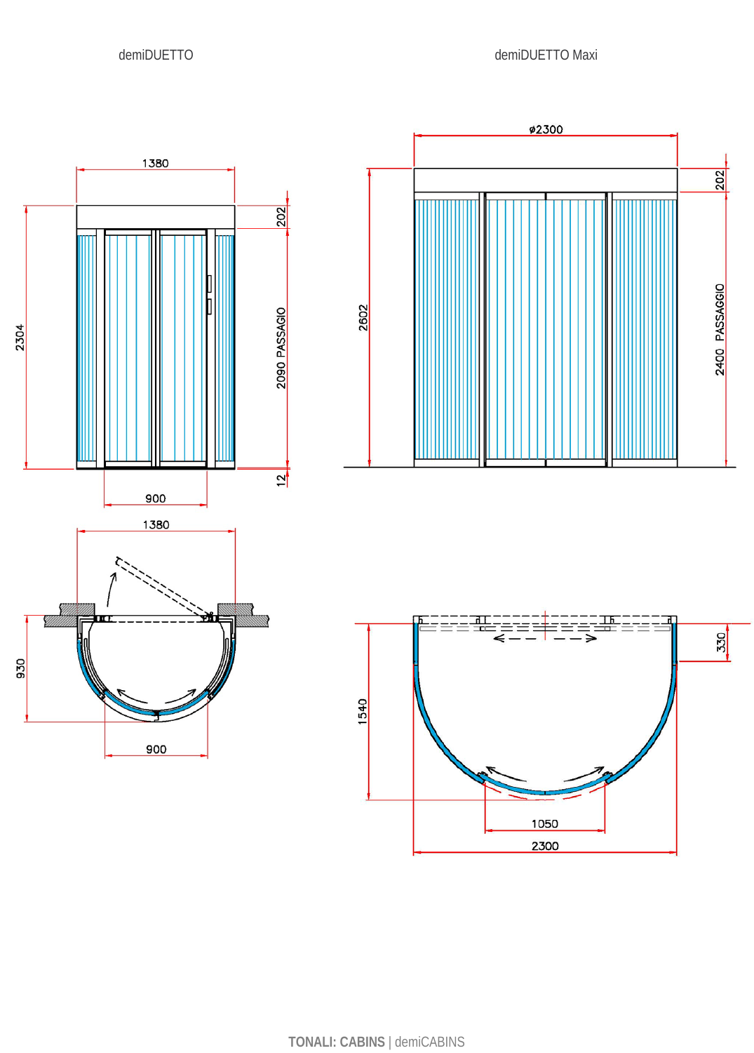demiDUETTO

demiDUETTO Maxi

1380

202

2304

2090 PASSAGIO

12

900

1380

930

900

ø2300

202

2602

2400 PASSAGGIO

330

1540

1050

2300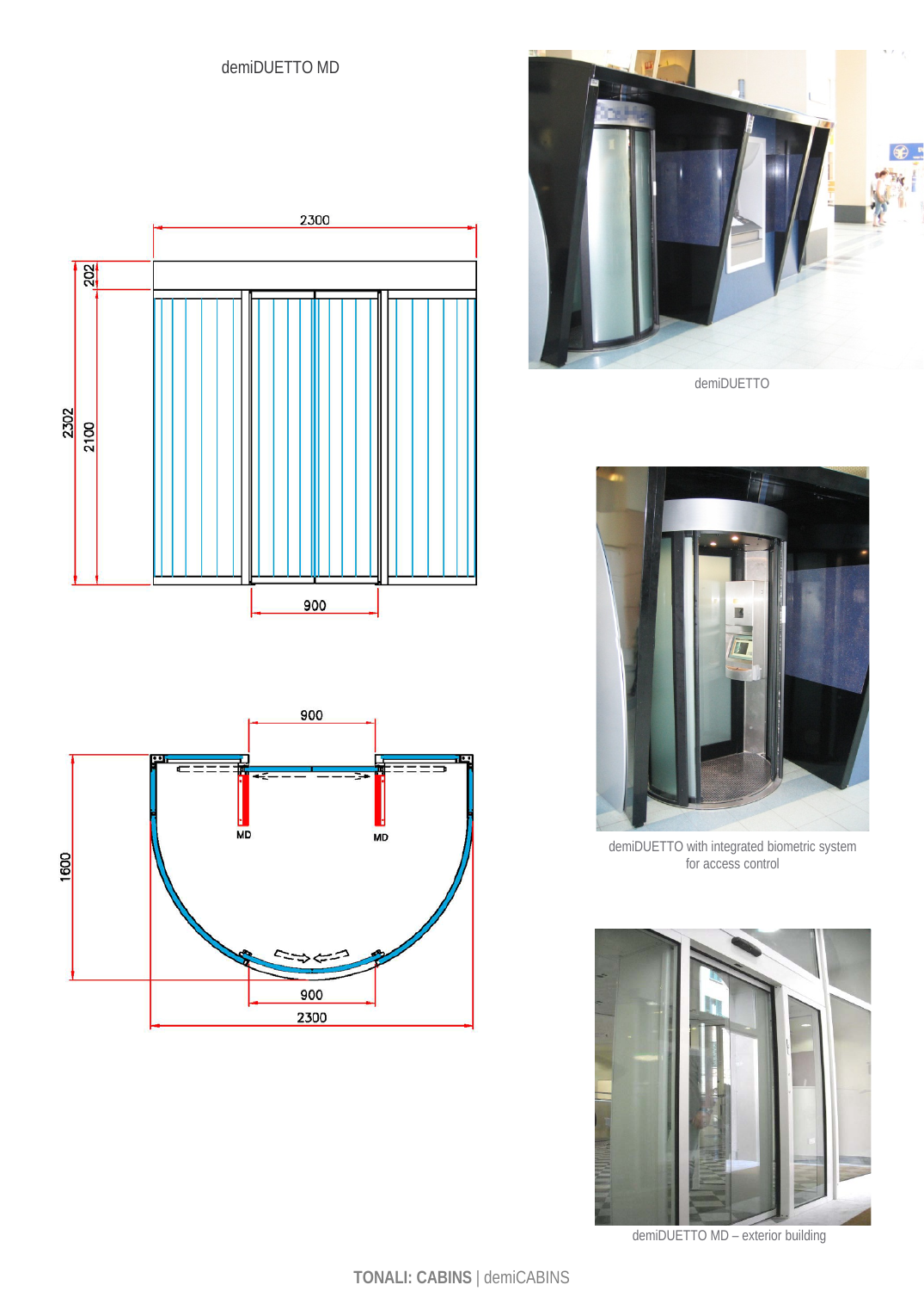demiDUETTO MD

demiDUETTO

demiDUETTO with integrated biometric system for access control

demiDUETTO MD – exterior building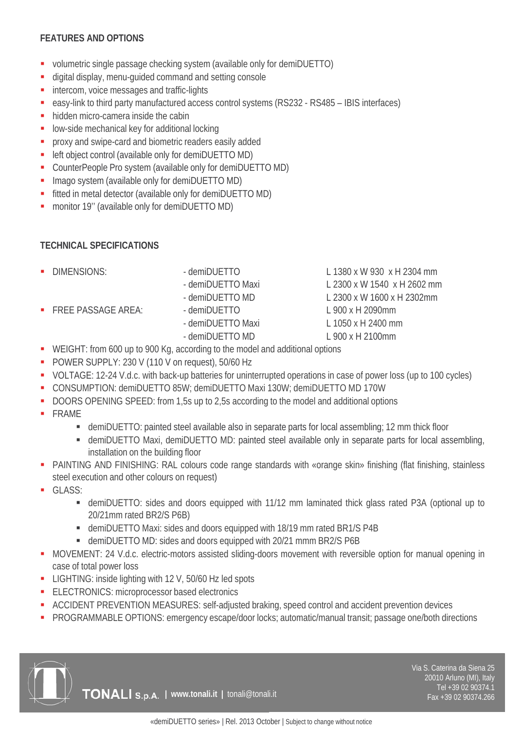## FEATURES AND OPTIONS

- volumetric single passage checking system (available only for demiDUETTO)
- digital display, menu-guided command and setting console
- intercom, voice messages and traffic-lights
- easy-link to third party manufactured access control systems (RS232 - RS485 – IBIS interfaces)
- hidden micro-camera inside the cabin
- low-side mechanical key for additional locking
- proxy and swipe-card and biometric readers easily added
- left object control (available only for demiDUETTO MD)
- CounterPeople Pro system (available only for demiDUETTO MD)
- Imago system (available only for demiDUETTO MD)
- fitted in metal detector (available only for demiDUETTO MD)
- monitor 19'' (available only for demiDUETTO MD)

## TECHNICAL SPECIFICATIONS

| | | |
|---|---|---|
| DIMENSIONS: | - demiDUETTO | L 1380 x W 930 x H 2304 mm |
| | - demiDUETTO Maxi | L 2300 x W 1540 x H 2602 mm |
| | - demiDUETTO MD | L 2300 x W 1600 x H 2302mm |
| FREE PASSAGE AREA: | - demiDUETTO | L 900 x H 2090mm |
| | - demiDUETTO Maxi | L 1050 x H 2400 mm |
| | - demiDUETTO MD | L 900 x H 2100mm |

- WEIGHT: from 600 up to 900 Kg, according to the model and additional options
- POWER SUPPLY: 230 V (110 V on request), 50/60 Hz
- VOLTAGE: 12-24 V.d.c. with back-up batteries for uninterrupted operations in case of power loss (up to 100 cycles)
- CONSUMPTION: demiDUETTO 85W; demiDUETTO Maxi 130W; demiDUETTO MD 170W
- DOORS OPENING SPEED: from 1,5s up to 2,5s according to the model and additional options
- FRAME
    - demiDUETTO: painted steel available also in separate parts for local assembling; 12 mm thick floor
    - demiDUETTO Maxi, demiDUETTO MD: painted steel available only in separate parts for local assembling, installation on the building floor
- PAINTING AND FINISHING: RAL colours code range standards with «orange skin» finishing (flat finishing, stainless steel execution and other colours on request)
- GLASS:
    - demiDUETTO: sides and doors equipped with 11/12 mm laminated thick glass rated P3A (optional up to 20/21mm rated BR2/S P6B)
    - demiDUETTO Maxi: sides and doors equipped with 18/19 mm rated BR1/S P4B
    - demiDUETTO MD: sides and doors equipped with 20/21 mmm BR2/S P6B
- MOVEMENT: 24 V.d.c. electric-motors assisted sliding-doors movement with reversible option for manual opening in case of total power loss
- LIGHTING: inside lighting with 12 V, 50/60 Hz led spots
- ELECTRONICS: microprocessor based electronics
- ACCIDENT PREVENTION MEASURES: self-adjusted braking, speed control and accident prevention devices
- PROGRAMMABLE OPTIONS: emergency escape/door locks; automatic/manual transit; passage one/both directions

TONALI S.p.A. | www.tonali.it | tonali@tonali.it

Via S. Caterina da Siena 25
20010 Arluno (MI), Italy
Tel +39 02 90374.1
Fax +39 02 90374.266

«demiDUETTO series» | Rel. 2013 October | Subject to change without notice